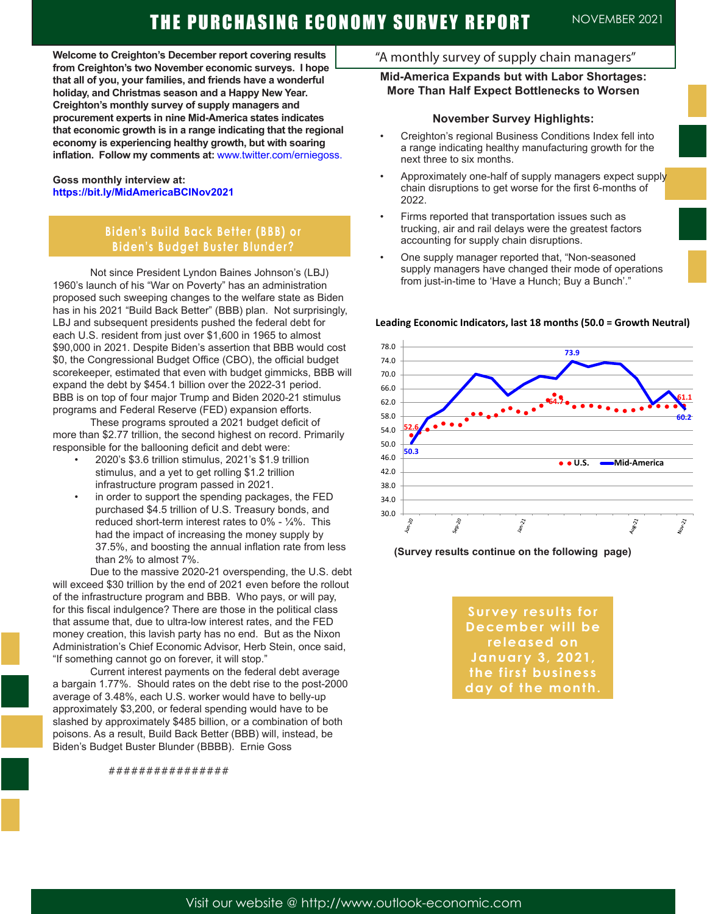# THE PURCHASING ECONOMY SURVEY REPORT

NOVEMBER 2021

“A monthly survey of supply chain managers”

**Welcome to Creighton’s December report covering results from Creighton’s two November economic surveys. I hope that all of you, your families, and friends have a wonderful holiday, and Christmas season and a Happy New Year. Creighton’s monthly survey of supply managers and procurement experts in nine Mid-America states indicates that economic growth is in a range indicating that the regional economy is experiencing healthy growth, but with soaring inflation. Follow my comments at:** www.twitter.com/erniegoss.

**Goss monthly interview at:**
**https://bit.ly/MidAmericaBCINov2021**

## Biden’s Build Back Better (BBB) or Biden’s Budget Buster Blunder?

Not since President Lyndon Baines Johnson’s (LBJ) 1960’s launch of his “War on Poverty” has an administration proposed such sweeping changes to the welfare state as Biden has in his 2021 “Build Back Better” (BBB) plan. Not surprisingly, LBJ and subsequent presidents pushed the federal debt for each U.S. resident from just over $1,600 in 1965 to almost $90,000 in 2021. Despite Biden’s assertion that BBB would cost $0, the Congressional Budget Office (CBO), the official budget scorekeeper, estimated that even with budget gimmicks, BBB will expand the debt by $454.1 billion over the 2022-31 period. BBB is on top of four major Trump and Biden 2020-21 stimulus programs and Federal Reserve (FED) expansion efforts.

These programs sprouted a 2021 budget deficit of more than $2.77 trillion, the second highest on record. Primarily responsible for the ballooning deficit and debt were:

- 2020’s $3.6 trillion stimulus, 2021’s $1.9 trillion stimulus, and a yet to get rolling $1.2 trillion infrastructure program passed in 2021.
- in order to support the spending packages, the FED purchased $4.5 trillion of U.S. Treasury bonds, and reduced short-term interest rates to 0% - ¼%. This had the impact of increasing the money supply by 37.5%, and boosting the annual inflation rate from less than 2% to almost 7%.

Due to the massive 2020-21 overspending, the U.S. debt will exceed $30 trillion by the end of 2021 even before the rollout of the infrastructure program and BBB. Who pays, or will pay, for this fiscal indulgence? There are those in the political class that assume that, due to ultra-low interest rates, and the FED money creation, this lavish party has no end. But as the Nixon Administration’s Chief Economic Advisor, Herb Stein, once said, “If something cannot go on forever, it will stop.”

Current interest payments on the federal debt average a bargain 1.77%. Should rates on the debt rise to the post-2000 average of 3.48%, each U.S. worker would have to belly-up approximately $3,200, or federal spending would have to be slashed by approximately $485 billion, or a combination of both poisons. As a result, Build Back Better (BBB) will, instead, be Biden’s Budget Buster Blunder (BBBB). Ernie Goss

################

## Mid-America Expands but with Labor Shortages: More Than Half Expect Bottlenecks to Worsen

### November Survey Highlights:

- Creighton’s regional Business Conditions Index fell into a range indicating healthy manufacturing growth for the next three to six months.
- Approximately one-half of supply managers expect supply chain disruptions to get worse for the first 6-months of 2022.
- Firms reported that transportation issues such as trucking, air and rail delays were the greatest factors accounting for supply chain disruptions.
- One supply manager reported that, “Non-seasoned supply managers have changed their mode of operations from just-in-time to ‘Have a Hunch; Buy a Bunch’.”

**Leading Economic Indicators, last 18 months (50.0 = Growth Neutral)**

(Chart: U.S. and Mid-America, Jun-20 to Nov-21. Labeled values: U.S. 52.6, 64.7, 61.1; Mid-America 50.3, 73.9, 60.2)

**(Survey results continue on the following page)**

**Survey results for December will be released on January 3, 2021, the first business day of the month.**

Visit our website @ http://www.outlook-economic.com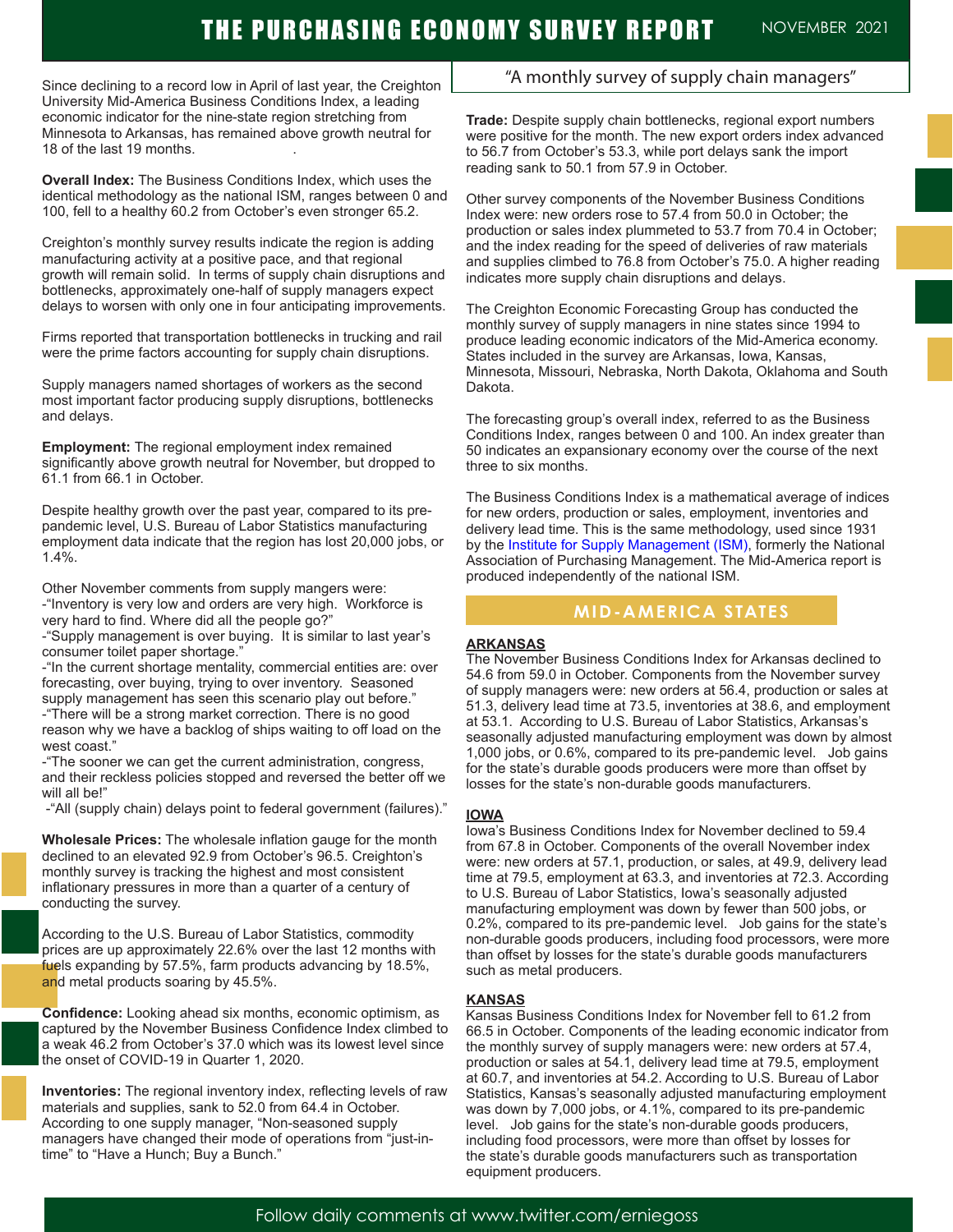# THE PURCHASING ECONOMY SURVEY REPORT

NOVEMBER 2021

"A monthly survey of supply chain managers"

Since declining to a record low in April of last year, the Creighton University Mid-America Business Conditions Index, a leading economic indicator for the nine-state region stretching from Minnesota to Arkansas, has remained above growth neutral for 18 of the last 19 months.

**Overall Index:** The Business Conditions Index, which uses the identical methodology as the national ISM, ranges between 0 and 100, fell to a healthy 60.2 from October's even stronger 65.2.

Creighton's monthly survey results indicate the region is adding manufacturing activity at a positive pace, and that regional growth will remain solid. In terms of supply chain disruptions and bottlenecks, approximately one-half of supply managers expect delays to worsen with only one in four anticipating improvements.

Firms reported that transportation bottlenecks in trucking and rail were the prime factors accounting for supply chain disruptions.

Supply managers named shortages of workers as the second most important factor producing supply disruptions, bottlenecks and delays.

**Employment:** The regional employment index remained significantly above growth neutral for November, but dropped to 61.1 from 66.1 in October.

Despite healthy growth over the past year, compared to its pre-pandemic level, U.S. Bureau of Labor Statistics manufacturing employment data indicate that the region has lost 20,000 jobs, or 1.4%.

Other November comments from supply mangers were:
-"Inventory is very low and orders are very high. Workforce is very hard to find. Where did all the people go?"
-"Supply management is over buying. It is similar to last year's consumer toilet paper shortage."
-"In the current shortage mentality, commercial entities are: over forecasting, over buying, trying to over inventory. Seasoned supply management has seen this scenario play out before."
-"There will be a strong market correction. There is no good reason why we have a backlog of ships waiting to off load on the west coast."
-"The sooner we can get the current administration, congress, and their reckless policies stopped and reversed the better off we will all be!"
-"All (supply chain) delays point to federal government (failures)."

**Wholesale Prices:** The wholesale inflation gauge for the month declined to an elevated 92.9 from October's 96.5. Creighton's monthly survey is tracking the highest and most consistent inflationary pressures in more than a quarter of a century of conducting the survey.

According to the U.S. Bureau of Labor Statistics, commodity prices are up approximately 22.6% over the last 12 months with fuels expanding by 57.5%, farm products advancing by 18.5%, and metal products soaring by 45.5%.

**Confidence:** Looking ahead six months, economic optimism, as captured by the November Business Confidence Index climbed to a weak 46.2 from October's 37.0 which was its lowest level since the onset of COVID-19 in Quarter 1, 2020.

**Inventories:** The regional inventory index, reflecting levels of raw materials and supplies, sank to 52.0 from 64.4 in October. According to one supply manager, "Non-seasoned supply managers have changed their mode of operations from "just-in-time" to "Have a Hunch; Buy a Bunch."

**Trade:** Despite supply chain bottlenecks, regional export numbers were positive for the month. The new export orders index advanced to 56.7 from October's 53.3, while port delays sank the import reading sank to 50.1 from 57.9 in October.

Other survey components of the November Business Conditions Index were: new orders rose to 57.4 from 50.0 in October; the production or sales index plummeted to 53.7 from 70.4 in October; and the index reading for the speed of deliveries of raw materials and supplies climbed to 76.8 from October's 75.0. A higher reading indicates more supply chain disruptions and delays.

The Creighton Economic Forecasting Group has conducted the monthly survey of supply managers in nine states since 1994 to produce leading economic indicators of the Mid-America economy. States included in the survey are Arkansas, Iowa, Kansas, Minnesota, Missouri, Nebraska, North Dakota, Oklahoma and South Dakota.

The forecasting group's overall index, referred to as the Business Conditions Index, ranges between 0 and 100. An index greater than 50 indicates an expansionary economy over the course of the next three to six months.

The Business Conditions Index is a mathematical average of indices for new orders, production or sales, employment, inventories and delivery lead time. This is the same methodology, used since 1931 by the Institute for Supply Management (ISM), formerly the National Association of Purchasing Management. The Mid-America report is produced independently of the national ISM.

## MID-AMERICA STATES

### ARKANSAS

The November Business Conditions Index for Arkansas declined to 54.6 from 59.0 in October. Components from the November survey of supply managers were: new orders at 56.4, production or sales at 51.3, delivery lead time at 73.5, inventories at 38.6, and employment at 53.1. According to U.S. Bureau of Labor Statistics, Arkansas's seasonally adjusted manufacturing employment was down by almost 1,000 jobs, or 0.6%, compared to its pre-pandemic level. Job gains for the state's durable goods producers were more than offset by losses for the state's non-durable goods manufacturers.

### IOWA

Iowa's Business Conditions Index for November declined to 59.4 from 67.8 in October. Components of the overall November index were: new orders at 57.1, production, or sales, at 49.9, delivery lead time at 79.5, employment at 63.3, and inventories at 72.3. According to U.S. Bureau of Labor Statistics, Iowa's seasonally adjusted manufacturing employment was down by fewer than 500 jobs, or 0.2%, compared to its pre-pandemic level. Job gains for the state's non-durable goods producers, including food processors, were more than offset by losses for the state's durable goods manufacturers such as metal producers.

### KANSAS

Kansas Business Conditions Index for November fell to 61.2 from 66.5 in October. Components of the leading economic indicator from the monthly survey of supply managers were: new orders at 57.4, production or sales at 54.1, delivery lead time at 79.5, employment at 60.7, and inventories at 54.2. According to U.S. Bureau of Labor Statistics, Kansas's seasonally adjusted manufacturing employment was down by 7,000 jobs, or 4.1%, compared to its pre-pandemic level. Job gains for the state's non-durable goods producers, including food processors, were more than offset by losses for the state's durable goods manufacturers such as transportation equipment producers.

Follow daily comments at www.twitter.com/erniegoss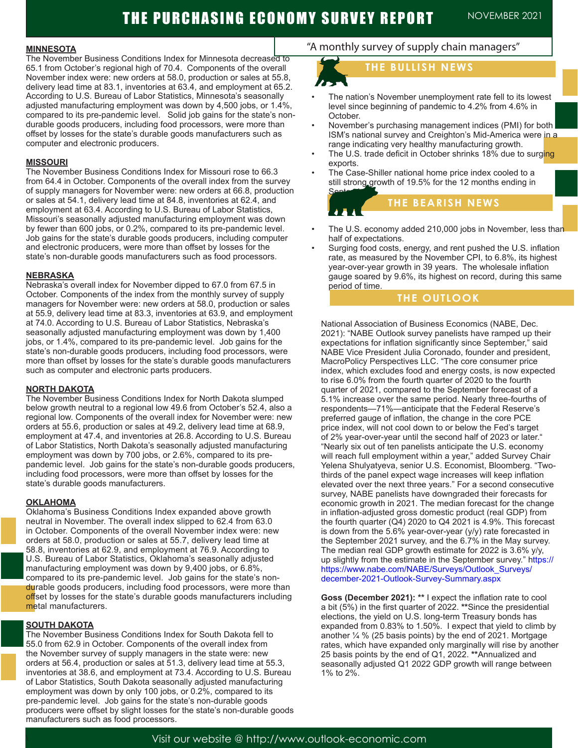# THE PURCHASING ECONOMY SURVEY REPORT

NOVEMBER 2021

"A monthly survey of supply chain managers"

### MINNESOTA

The November Business Conditions Index for Minnesota decreased to 65.1 from October's regional high of 70.4. Components of the overall November index were: new orders at 58.0, production or sales at 55.8, delivery lead time at 83.1, inventories at 63.4, and employment at 65.2. According to U.S. Bureau of Labor Statistics, Minnesota's seasonally adjusted manufacturing employment was down by 4,500 jobs, or 1.4%, compared to its pre-pandemic level. Solid job gains for the state's non-durable goods producers, including food processors, were more than offset by losses for the state's durable goods manufacturers such as computer and electronic producers.

### MISSOURI

The November Business Conditions Index for Missouri rose to 66.3 from 64.4 in October. Components of the overall index from the survey of supply managers for November were: new orders at 66.8, production or sales at 54.1, delivery lead time at 84.8, inventories at 62.4, and employment at 63.4. According to U.S. Bureau of Labor Statistics, Missouri's seasonally adjusted manufacturing employment was down by fewer than 600 jobs, or 0.2%, compared to its pre-pandemic level. Job gains for the state's durable goods producers, including computer and electronic producers, were more than offset by losses for the state's non-durable goods manufacturers such as food processors.

### NEBRASKA

Nebraska's overall index for November dipped to 67.0 from 67.5 in October. Components of the index from the monthly survey of supply managers for November were: new orders at 58.0, production or sales at 55.9, delivery lead time at 83.3, inventories at 63.9, and employment at 74.0. According to U.S. Bureau of Labor Statistics, Nebraska's seasonally adjusted manufacturing employment was down by 1,400 jobs, or 1.4%, compared to its pre-pandemic level. Job gains for the state's non-durable goods producers, including food processors, were more than offset by losses for the state's durable goods manufacturers such as computer and electronic parts producers.

### NORTH DAKOTA

The November Business Conditions Index for North Dakota slumped below growth neutral to a regional low 49.6 from October's 52.4, also a regional low. Components of the overall index for November were: new orders at 55.6, production or sales at 49.2, delivery lead time at 68.9, employment at 47.4, and inventories at 26.8. According to U.S. Bureau of Labor Statistics, North Dakota's seasonally adjusted manufacturing employment was down by 700 jobs, or 2.6%, compared to its pre-pandemic level. Job gains for the state's non-durable goods producers, including food processors, were more than offset by losses for the state's durable goods manufacturers.

### OKLAHOMA

Oklahoma's Business Conditions Index expanded above growth neutral in November. The overall index slipped to 62.4 from 63.0 in October. Components of the overall November index were: new orders at 58.0, production or sales at 55.7, delivery lead time at 58.8, inventories at 62.9, and employment at 76.9. According to U.S. Bureau of Labor Statistics, Oklahoma's seasonally adjusted manufacturing employment was down by 9,400 jobs, or 6.8%, compared to its pre-pandemic level. Job gains for the state's non-durable goods producers, including food processors, were more than offset by losses for the state's durable goods manufacturers including metal manufacturers.

### SOUTH DAKOTA

The November Business Conditions Index for South Dakota fell to 55.0 from 62.9 in October. Components of the overall index from the November survey of supply managers in the state were: new orders at 56.4, production or sales at 51.3, delivery lead time at 55.3, inventories at 38.6, and employment at 73.4. According to U.S. Bureau of Labor Statistics, South Dakota seasonally adjusted manufacturing employment was down by only 100 jobs, or 0.2%, compared to its pre-pandemic level. Job gains for the state's non-durable goods producers were offset by slight losses for the state's non-durable goods manufacturers such as food processors.

## THE BULLISH NEWS

- The nation's November unemployment rate fell to its lowest level since beginning of pandemic to 4.2% from 4.6% in October.
- November's purchasing management indices (PMI) for both ISM's national survey and Creighton's Mid-America were in a range indicating very healthy manufacturing growth.
- The U.S. trade deficit in October shrinks 18% due to surging exports.
- The Case-Shiller national home price index cooled to a still strong growth of 19.5% for the 12 months ending in September.

## THE BEARISH NEWS

- The U.S. economy added 210,000 jobs in November, less than half of expectations.
- Surging food costs, energy, and rent pushed the U.S. inflation rate, as measured by the November CPI, to 6.8%, its highest year-over-year growth in 39 years. The wholesale inflation gauge soared by 9.6%, its highest on record, during this same period of time.

## THE OUTLOOK

National Association of Business Economics (NABE, Dec. 2021): "NABE Outlook survey panelists have ramped up their expectations for inflation significantly since September," said NABE Vice President Julia Coronado, founder and president, MacroPolicy Perspectives LLC. "The core consumer price index, which excludes food and energy costs, is now expected to rise 6.0% from the fourth quarter of 2020 to the fourth quarter of 2021, compared to the September forecast of a 5.1% increase over the same period. Nearly three-fourths of respondents—71%—anticipate that the Federal Reserve's preferred gauge of inflation, the change in the core PCE price index, will not cool down to or below the Fed's target of 2% year-over-year until the second half of 2023 or later." "Nearly six out of ten panelists anticipate the U.S. economy will reach full employment within a year," added Survey Chair Yelena Shulyatyeva, senior U.S. Economist, Bloomberg. "Two-thirds of the panel expect wage increases will keep inflation elevated over the next three years." For a second consecutive survey, NABE panelists have downgraded their forecasts for economic growth in 2021. The median forecast for the change in inflation-adjusted gross domestic product (real GDP) from the fourth quarter (Q4) 2020 to Q4 2021 is 4.9%. This forecast is down from the 5.6% year-over-year (y/y) rate forecasted in the September 2021 survey, and the 6.7% in the May survey. The median real GDP growth estimate for 2022 is 3.6% y/y, up slightly from the estimate in the September survey." https://https://www.nabe.com/NABE/Surveys/Outlook_Surveys/december-2021-Outlook-Survey-Summary.aspx

**Goss (December 2021): \*\*** I expect the inflation rate to cool a bit (5%) in the first quarter of 2022. **\*\***Since the presidential elections, the yield on U.S. long-term Treasury bonds has expanded from 0.83% to 1.50%. I expect that yield to climb by another ¼ % (25 basis points) by the end of 2021. Mortgage rates, which have expanded only marginally will rise by another 25 basis points by the end of Q1, 2022. **\*\***Annualized and seasonally adjusted Q1 2022 GDP growth will range between 1% to 2%.

Visit our website @ http://www.outlook-economic.com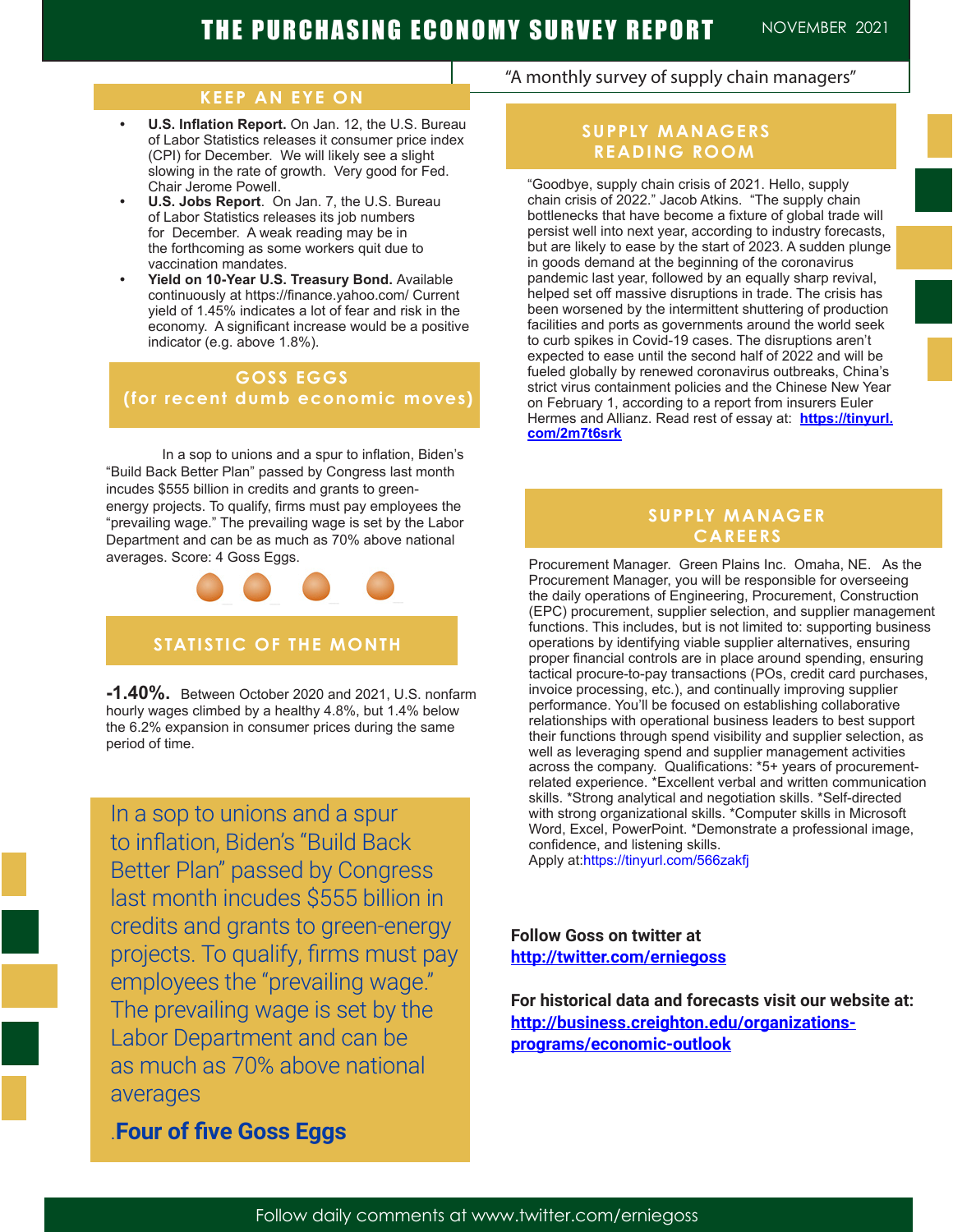# THE PURCHASING ECONOMY SURVEY REPORT

NOVEMBER 2021

"A monthly survey of supply chain managers"

## KEEP AN EYE ON

- **U.S. Inflation Report.** On Jan. 12, the U.S. Bureau of Labor Statistics releases it consumer price index (CPI) for December. We will likely see a slight slowing in the rate of growth. Very good for Fed. Chair Jerome Powell.
- **U.S. Jobs Report**. On Jan. 7, the U.S. Bureau of Labor Statistics releases its job numbers for December. A weak reading may be in the forthcoming as some workers quit due to vaccination mandates.
- **Yield on 10-Year U.S. Treasury Bond.** Available continuously at https://finance.yahoo.com/ Current yield of 1.45% indicates a lot of fear and risk in the economy. A significant increase would be a positive indicator (e.g. above 1.8%).

## GOSS EGGS (for recent dumb economic moves)

In a sop to unions and a spur to inflation, Biden's "Build Back Better Plan" passed by Congress last month incudes $555 billion in credits and grants to green-energy projects. To qualify, firms must pay employees the "prevailing wage." The prevailing wage is set by the Labor Department and can be as much as 70% above national averages. Score: 4 Goss Eggs.

## STATISTIC OF THE MONTH

**-1.40%.** Between October 2020 and 2021, U.S. nonfarm hourly wages climbed by a healthy 4.8%, but 1.4% below the 6.2% expansion in consumer prices during the same period of time.

In a sop to unions and a spur to inflation, Biden's "Build Back Better Plan" passed by Congress last month incudes $555 billion in credits and grants to green-energy projects. To qualify, firms must pay employees the "prevailing wage." The prevailing wage is set by the Labor Department and can be as much as 70% above national averages

.**Four of five Goss Eggs**

## SUPPLY MANAGERS READING ROOM

"Goodbye, supply chain crisis of 2021. Hello, supply chain crisis of 2022." Jacob Atkins. "The supply chain bottlenecks that have become a fixture of global trade will persist well into next year, according to industry forecasts, but are likely to ease by the start of 2023. A sudden plunge in goods demand at the beginning of the coronavirus pandemic last year, followed by an equally sharp revival, helped set off massive disruptions in trade. The crisis has been worsened by the intermittent shuttering of production facilities and ports as governments around the world seek to curb spikes in Covid-19 cases. The disruptions aren't expected to ease until the second half of 2022 and will be fueled globally by renewed coronavirus outbreaks, China's strict virus containment policies and the Chinese New Year on February 1, according to a report from insurers Euler Hermes and Allianz. Read rest of essay at: **https://tinyurl.com/2m7t6srk**

## SUPPLY MANAGER CAREERS

Procurement Manager. Green Plains Inc. Omaha, NE. As the Procurement Manager, you will be responsible for overseeing the daily operations of Engineering, Procurement, Construction (EPC) procurement, supplier selection, and supplier management functions. This includes, but is not limited to: supporting business operations by identifying viable supplier alternatives, ensuring proper financial controls are in place around spending, ensuring tactical procure-to-pay transactions (POs, credit card purchases, invoice processing, etc.), and continually improving supplier performance. You'll be focused on establishing collaborative relationships with operational business leaders to best support their functions through spend visibility and supplier selection, as well as leveraging spend and supplier management activities across the company. Qualifications: *5+ years of procurement-related experience. *Excellent verbal and written communication skills. *Strong analytical and negotiation skills. *Self-directed with strong organizational skills. *Computer skills in Microsoft Word, Excel, PowerPoint. *Demonstrate a professional image, confidence, and listening skills.
Apply at:https://tinyurl.com/566zakfj

**Follow Goss on twitter at**
**http://twitter.com/erniegoss**

**For historical data and forecasts visit our website at:**
**http://business.creighton.edu/organizations-programs/economic-outlook**

Follow daily comments at www.twitter.com/erniegoss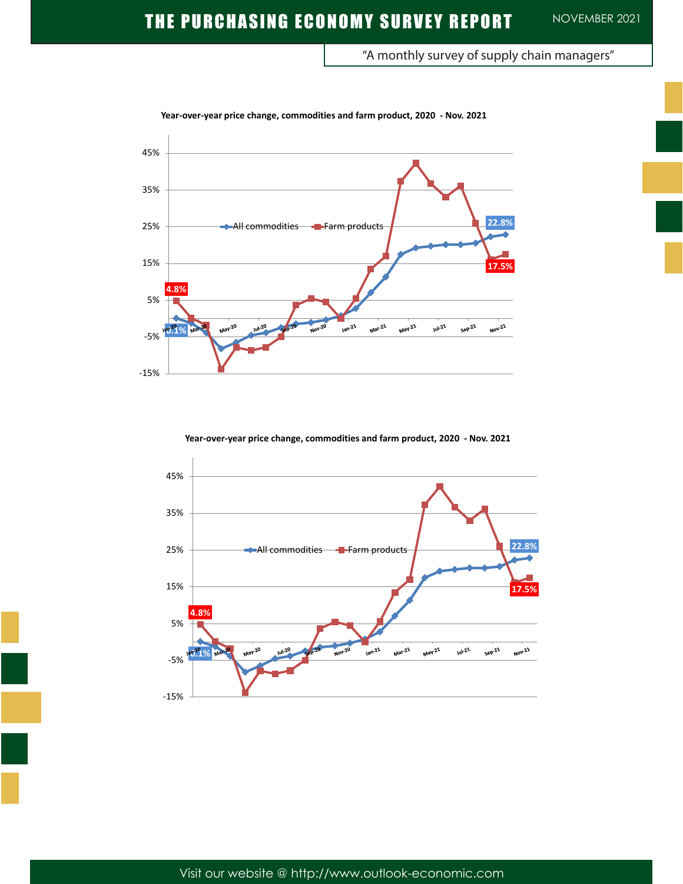# THE PURCHASING ECONOMY SURVEY REPORT

NOVEMBER 2021

"A monthly survey of supply chain managers"

**Year-over-year price change, commodities and farm product, 2020 - Nov. 2021**

45%
35%
25%
15%
5%
-5%
-15%

All commodities
Farm products

4.8%
0.1%
22.8%
17.5%

Jan-20, Mar-20, May-20, Jul-20, Sep-20, Nov-20, Jan-21, Mar-21, May-21, Jul-21, Sep-21, Nov-21

**Year-over-year price change, commodities and farm product, 2020 - Nov. 2021**

45%
35%
25%
15%
5%
-5%
-15%

All commodities
Farm products

4.8%
0.1%
22.8%
17.5%

Jan-20, Mar-20, May-20, Jul-20, Sep-20, Nov-20, Jan-21, Mar-21, May-21, Jul-21, Sep-21, Nov-21

Visit our website @ http://www.outlook-economic.com